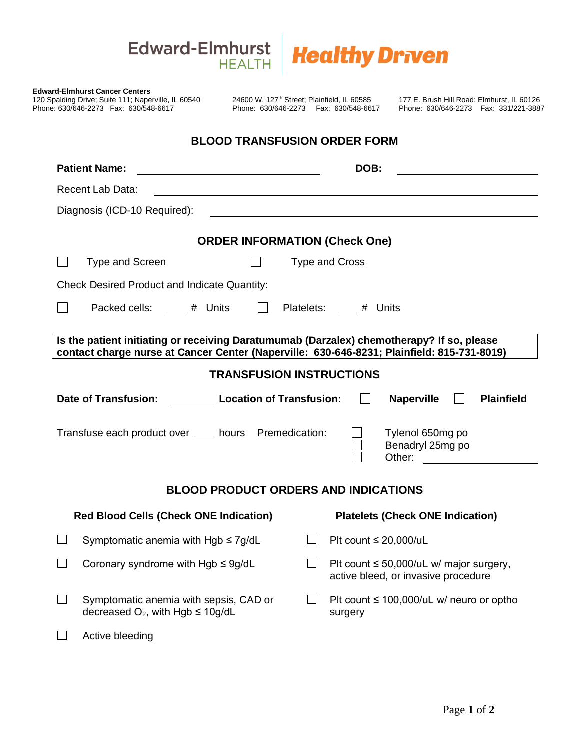Edward-Elmhurst HEALTH | Healthy Driven

**Edward-Elmhurst Cancer Centers**
120 Spalding Drive; Suite 111; Naperville, IL 60540
Phone: 630/646-2273 Fax: 630/548-6617

24600 W. 127th Street; Plainfield, IL 60585
Phone: 630/646-2273 Fax: 630/548-6617

177 E. Brush Hill Road; Elmhurst, IL 60126
Phone: 630/646-2273 Fax: 331/221-3887

## BLOOD TRANSFUSION ORDER FORM

**Patient Name:** ______________________ **DOB:** ______________

Recent Lab Data: ______________________________

Diagnosis (ICD-10 Required): ______________________________

### ORDER INFORMATION (Check One)

☐ Type and Screen ☐ Type and Cross

Check Desired Product and Indicate Quantity:

☐ Packed cells: ____ # Units ☐ Platelets: ____ # Units

**Is the patient initiating or receiving Daratumumab (Darzalex) chemotherapy? If so, please contact charge nurse at Cancer Center (Naperville: 630-646-8231; Plainfield: 815-731-8019)**

### TRANSFUSION INSTRUCTIONS

**Date of Transfusion:** ________ **Location of Transfusion:** ☐ **Naperville** ☐ **Plainfield**

Transfuse each product over ____ hours Premedication:
☐ Tylenol 650mg po
☐ Benadryl 25mg po
☐ Other: ______________

### BLOOD PRODUCT ORDERS AND INDICATIONS

**Red Blood Cells (Check ONE Indication)**

☐ Symptomatic anemia with Hgb ≤ 7g/dL

☐ Coronary syndrome with Hgb ≤ 9g/dL

☐ Symptomatic anemia with sepsis, CAD or decreased $O_2$, with Hgb ≤ 10g/dL

☐ Active bleeding

**Platelets (Check ONE Indication)**

☐ Plt count ≤ 20,000/uL

☐ Plt count ≤ 50,000/uL w/ major surgery, active bleed, or invasive procedure

☐ Plt count ≤ 100,000/uL w/ neuro or optho surgery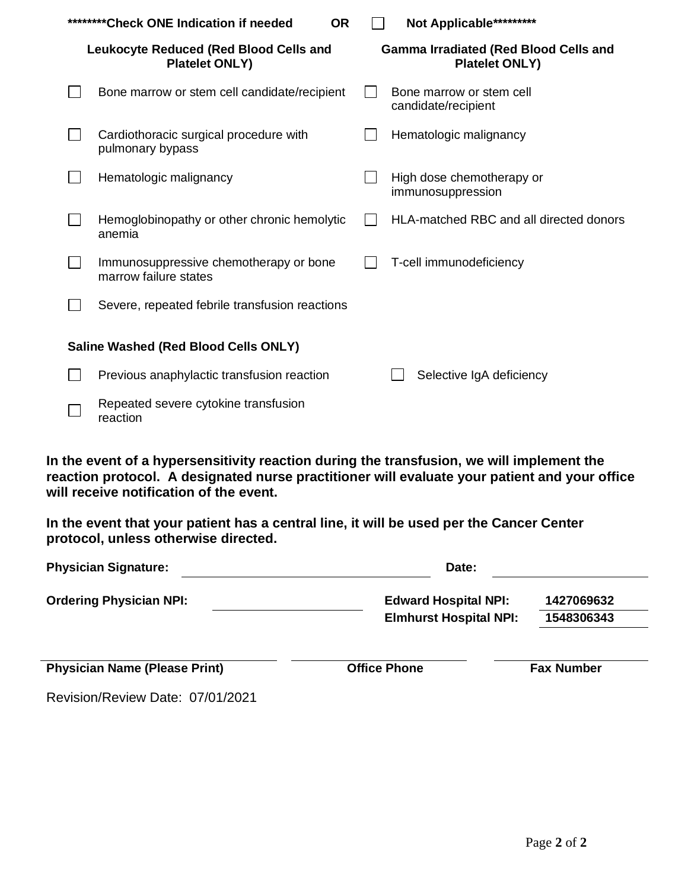********Check ONE Indication if needed **OR** ☐ **Not Applicable*********

| **Leukocyte Reduced (Red Blood Cells and Platelet ONLY)** | **Gamma Irradiated (Red Blood Cells and Platelet ONLY)** |
| --- | --- |
| ☐ Bone marrow or stem cell candidate/recipient | ☐ Bone marrow or stem cell candidate/recipient |
| ☐ Cardiothoracic surgical procedure with pulmonary bypass | ☐ Hematologic malignancy |
| ☐ Hematologic malignancy | ☐ High dose chemotherapy or immunosuppression |
| ☐ Hemoglobinopathy or other chronic hemolytic anemia | ☐ HLA-matched RBC and all directed donors |
| ☐ Immunosuppressive chemotherapy or bone marrow failure states | ☐ T-cell immunodeficiency |
| ☐ Severe, repeated febrile transfusion reactions | |

**Saline Washed (Red Blood Cells ONLY)**

| | |
| --- | --- |
| ☐ Previous anaphylactic transfusion reaction | ☐ Selective IgA deficiency |
| ☐ Repeated severe cytokine transfusion reaction | |

**In the event of a hypersensitivity reaction during the transfusion, we will implement the reaction protocol. A designated nurse practitioner will evaluate your patient and your office will receive notification of the event.**

**In the event that your patient has a central line, it will be used per the Cancer Center protocol, unless otherwise directed.**

**Physician Signature:** ______________________ **Date:** ______________

**Ordering Physician NPI:** ______________ **Edward Hospital NPI:** **1427069632**

**Elmhurst Hospital NPI:** **1548306343**

______________________ ______________ ______________

**Physician Name (Please Print)** **Office Phone** **Fax Number**

Revision/Review Date: 07/01/2021